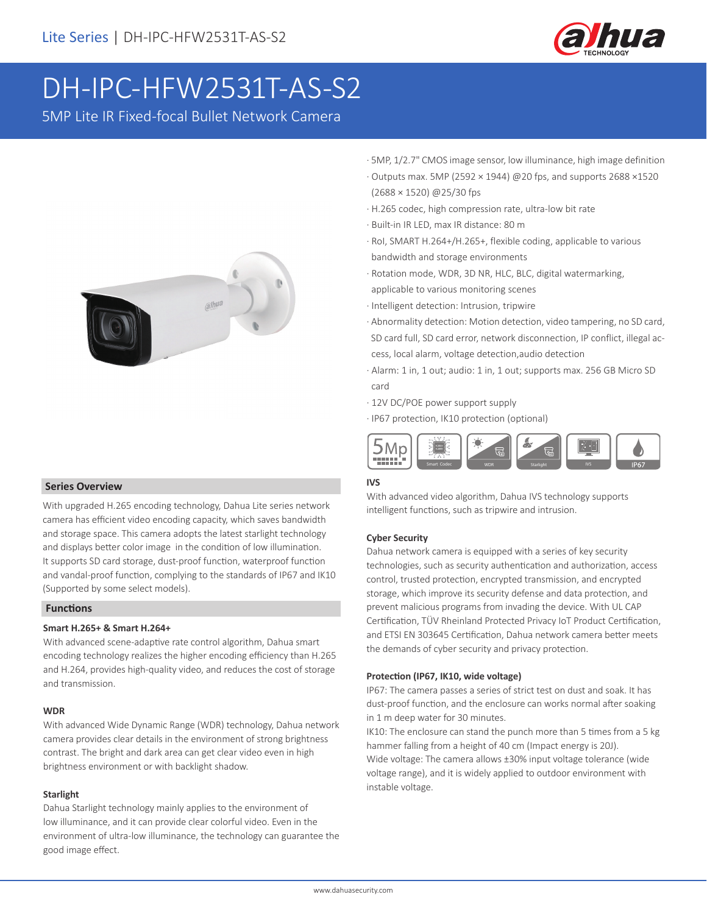Lite Series | DH-IPC-HFW2531T-AS-S2

# DH-IPC-HFW2531T-AS-S2

5MP Lite IR Fixed-focal Bullet Network Camera

- 5MP, 1/2.7" CMOS image sensor, low illuminance, high image definition
- Outputs max. 5MP (2592 × 1944) @20 fps, and supports 2688 ×1520 (2688 × 1520) @25/30 fps
- H.265 codec, high compression rate, ultra-low bit rate
- Built-in IR LED, max IR distance: 80 m
- RoI, SMART H.264+/H.265+, flexible coding, applicable to various bandwidth and storage environments
- Rotation mode, WDR, 3D NR, HLC, BLC, digital watermarking, applicable to various monitoring scenes
- Intelligent detection: Intrusion, tripwire
- Abnormality detection: Motion detection, video tampering, no SD card, SD card full, SD card error, network disconnection, IP conflict, illegal access, local alarm, voltage detection,audio detection
- Alarm: 1 in, 1 out; audio: 1 in, 1 out; supports max. 256 GB Micro SD card
- 12V DC/POE power support supply
- IP67 protection, IK10 protection (optional)

## Series Overview

With upgraded H.265 encoding technology, Dahua Lite series network camera has efficient video encoding capacity, which saves bandwidth and storage space. This camera adopts the latest starlight technology and displays better color image in the condition of low illumination. It supports SD card storage, dust-proof function, waterproof function and vandal-proof function, complying to the standards of IP67 and IK10 (Supported by some select models).

## Functions

### Smart H.265+ & Smart H.264+

With advanced scene-adaptive rate control algorithm, Dahua smart encoding technology realizes the higher encoding efficiency than H.265 and H.264, provides high-quality video, and reduces the cost of storage and transmission.

### WDR

With advanced Wide Dynamic Range (WDR) technology, Dahua network camera provides clear details in the environment of strong brightness contrast. The bright and dark area can get clear video even in high brightness environment or with backlight shadow.

### Starlight

Dahua Starlight technology mainly applies to the environment of low illuminance, and it can provide clear colorful video. Even in the environment of ultra-low illuminance, the technology can guarantee the good image effect.

### IVS

With advanced video algorithm, Dahua IVS technology supports intelligent functions, such as tripwire and intrusion.

### Cyber Security

Dahua network camera is equipped with a series of key security technologies, such as security authentication and authorization, access control, trusted protection, encrypted transmission, and encrypted storage, which improve its security defense and data protection, and prevent malicious programs from invading the device. With UL CAP Certification, TÜV Rheinland Protected Privacy IoT Product Certification, and ETSI EN 303645 Certification, Dahua network camera better meets the demands of cyber security and privacy protection.

### Protection (IP67, IK10, wide voltage)

IP67: The camera passes a series of strict test on dust and soak. It has dust-proof function, and the enclosure can works normal after soaking in 1 m deep water for 30 minutes.

IK10: The enclosure can stand the punch more than 5 times from a 5 kg hammer falling from a height of 40 cm (Impact energy is 20J).

Wide voltage: The camera allows ±30% input voltage tolerance (wide voltage range), and it is widely applied to outdoor environment with instable voltage.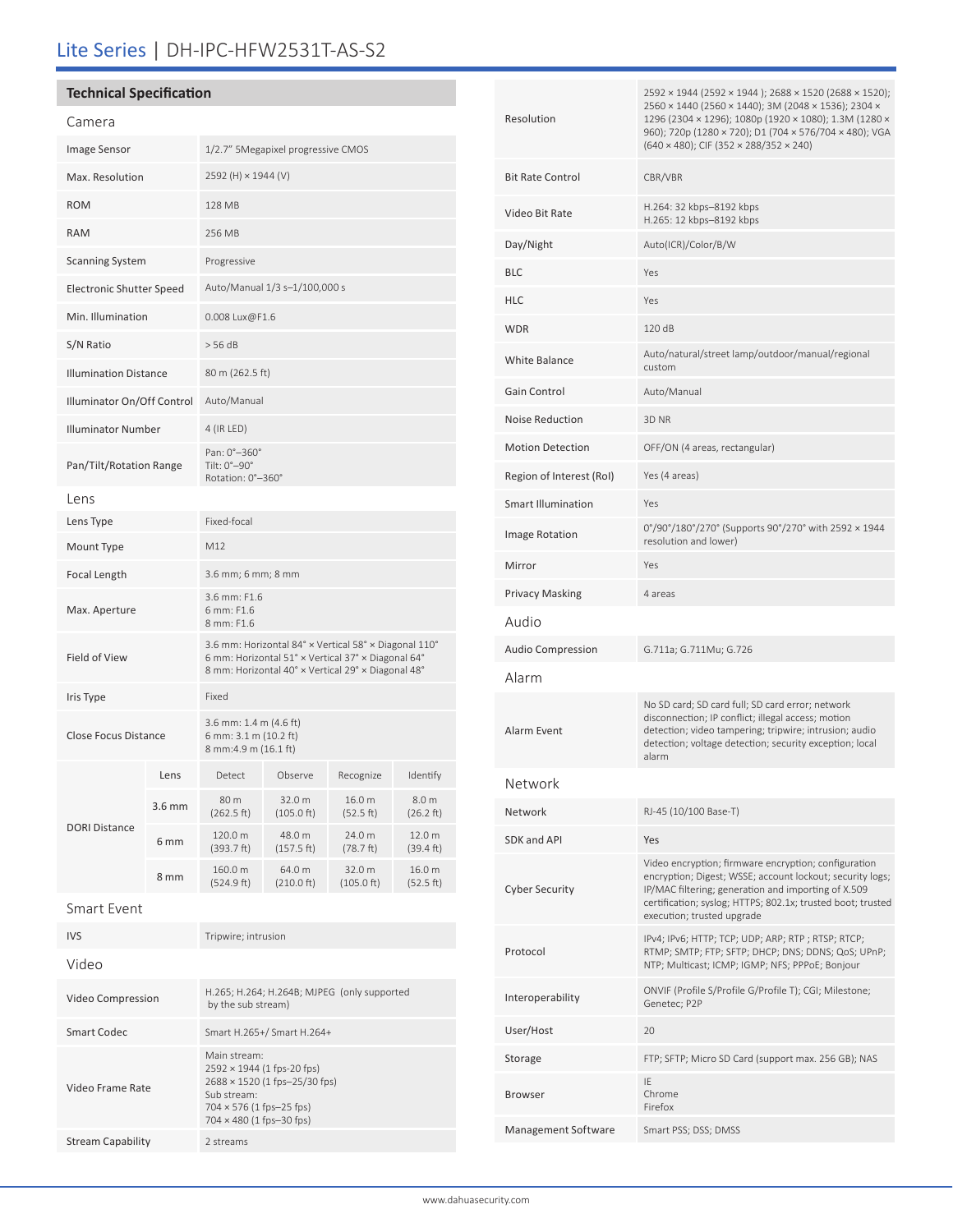# Lite Series | DH-IPC-HFW2531T-AS-S2

## Technical Specification

### Camera

| | |
|---|---|
| Image Sensor | 1/2.7" 5Megapixel progressive CMOS |
| Max. Resolution | 2592 (H) × 1944 (V) |
| ROM | 128 MB |
| RAM | 256 MB |
| Scanning System | Progressive |
| Electronic Shutter Speed | Auto/Manual 1/3 s–1/100,000 s |
| Min. Illumination | 0.008 Lux@F1.6 |
| S/N Ratio | > 56 dB |
| Illumination Distance | 80 m (262.5 ft) |
| Illuminator On/Off Control | Auto/Manual |
| Illuminator Number | 4 (IR LED) |
| Pan/Tilt/Rotation Range | Pan: 0°–360°<br>Tilt: 0°–90°<br>Rotation: 0°–360° |

### Lens

| | |
|---|---|
| Lens Type | Fixed-focal |
| Mount Type | M12 |
| Focal Length | 3.6 mm; 6 mm; 8 mm |
| Max. Aperture | 3.6 mm: F1.6<br>6 mm: F1.6<br>8 mm: F1.6 |
| Field of View | 3.6 mm: Horizontal 84° × Vertical 58° × Diagonal 110°<br>6 mm: Horizontal 51° × Vertical 37° × Diagonal 64°<br>8 mm: Horizontal 40° × Vertical 29° × Diagonal 48° |
| Iris Type | Fixed |
| Close Focus Distance | 3.6 mm: 1.4 m (4.6 ft)<br>6 mm: 3.1 m (10.2 ft)<br>8 mm:4.9 m (16.1 ft) |

| DORI Distance | Lens | Detect | Observe | Recognize | Identify |
|---|---|---|---|---|---|
| | 3.6 mm | 80 m (262.5 ft) | 32.0 m (105.0 ft) | 16.0 m (52.5 ft) | 8.0 m (26.2 ft) |
| | 6 mm | 120.0 m (393.7 ft) | 48.0 m (157.5 ft) | 24.0 m (78.7 ft) | 12.0 m (39.4 ft) |
| | 8 mm | 160.0 m (524.9 ft) | 64.0 m (210.0 ft) | 32.0 m (105.0 ft) | 16.0 m (52.5 ft) |

### Smart Event

| | |
|---|---|
| IVS | Tripwire; intrusion |

### Video

| | |
|---|---|
| Video Compression | H.265; H.264; H.264B; MJPEG (only supported by the sub stream) |
| Smart Codec | Smart H.265+/ Smart H.264+ |
| Video Frame Rate | Main stream:<br>2592 × 1944 (1 fps-20 fps)<br>2688 × 1520 (1 fps–25/30 fps)<br>Sub stream:<br>704 × 576 (1 fps–25 fps)<br>704 × 480 (1 fps–30 fps) |
| Stream Capability | 2 streams |
| Resolution | 2592 × 1944 (2592 × 1944 ); 2688 × 1520 (2688 × 1520); 2560 × 1440 (2560 × 1440); 3M (2048 × 1536); 2304 × 1296 (2304 × 1296); 1080p (1920 × 1080); 1.3M (1280 × 960); 720p (1280 × 720); D1 (704 × 576/704 × 480); VGA (640 × 480); CIF (352 × 288/352 × 240) |
| Bit Rate Control | CBR/VBR |
| Video Bit Rate | H.264: 32 kbps–8192 kbps<br>H.265: 12 kbps–8192 kbps |
| Day/Night | Auto(ICR)/Color/B/W |
| BLC | Yes |
| HLC | Yes |
| WDR | 120 dB |
| White Balance | Auto/natural/street lamp/outdoor/manual/regional custom |
| Gain Control | Auto/Manual |
| Noise Reduction | 3D NR |
| Motion Detection | OFF/ON (4 areas, rectangular) |
| Region of Interest (RoI) | Yes (4 areas) |
| Smart Illumination | Yes |
| Image Rotation | 0°/90°/180°/270° (Supports 90°/270° with 2592 × 1944 resolution and lower) |
| Mirror | Yes |
| Privacy Masking | 4 areas |

### Audio

| | |
|---|---|
| Audio Compression | G.711a; G.711Mu; G.726 |

### Alarm

| | |
|---|---|
| Alarm Event | No SD card; SD card full; SD card error; network disconnection; IP conflict; illegal access; motion detection; video tampering; tripwire; intrusion; audio detection; voltage detection; security exception; local alarm |

### Network

| | |
|---|---|
| Network | RJ-45 (10/100 Base-T) |
| SDK and API | Yes |
| Cyber Security | Video encryption; firmware encryption; configuration encryption; Digest; WSSE; account lockout; security logs; IP/MAC filtering; generation and importing of X.509 certification; syslog; HTTPS; 802.1x; trusted boot; trusted execution; trusted upgrade |
| Protocol | IPv4; IPv6; HTTP; TCP; UDP; ARP; RTP ; RTSP; RTCP; RTMP; SMTP; FTP; SFTP; DHCP; DNS; DDNS; QoS; UPnP; NTP; Multicast; ICMP; IGMP; NFS; PPPoE; Bonjour |
| Interoperability | ONVIF (Profile S/Profile G/Profile T); CGI; Milestone; Genetec; P2P |
| User/Host | 20 |
| Storage | FTP; SFTP; Micro SD Card (support max. 256 GB); NAS |
| Browser | IE<br>Chrome<br>Firefox |
| Management Software | Smart PSS; DSS; DMSS |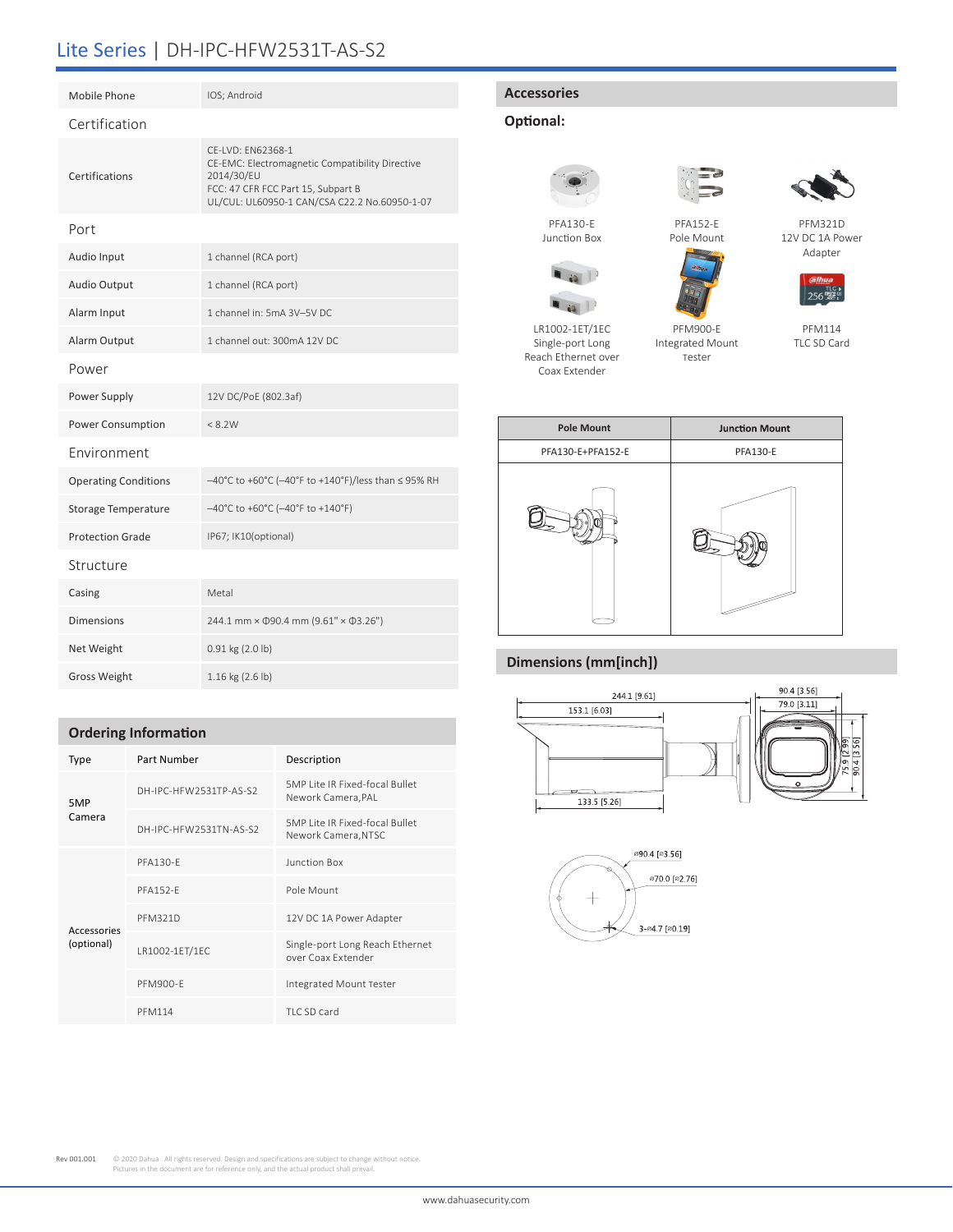# Lite Series | DH-IPC-HFW2531T-AS-S2

| | |
|---|---|
| Mobile Phone | IOS; Android |

## Certification

| | |
|---|---|
| Certifications | CE-LVD: EN62368-1<br>CE-EMC: Electromagnetic Compatibility Directive 2014/30/EU<br>FCC: 47 CFR FCC Part 15, Subpart B<br>UL/CUL: UL60950-1 CAN/CSA C22.2 No.60950-1-07 |

## Port

| | |
|---|---|
| Audio Input | 1 channel (RCA port) |
| Audio Output | 1 channel (RCA port) |
| Alarm Input | 1 channel in: 5mA 3V–5V DC |
| Alarm Output | 1 channel out: 300mA 12V DC |

## Power

| | |
|---|---|
| Power Supply | 12V DC/PoE (802.3af) |
| Power Consumption | < 8.2W |

## Environment

| | |
|---|---|
| Operating Conditions | –40°C to +60°C (–40°F to +140°F)/less than ≤ 95% RH |
| Storage Temperature | –40°C to +60°C (–40°F to +140°F) |
| Protection Grade | IP67; IK10(optional) |

## Structure

| | |
|---|---|
| Casing | Metal |
| Dimensions | 244.1 mm × Φ90.4 mm (9.61" × Φ3.26") |
| Net Weight | 0.91 kg (2.0 lb) |
| Gross Weight | 1.16 kg (2.6 lb) |

## Ordering Information

| Type | Part Number | Description |
|---|---|---|
| 5MP Camera | DH-IPC-HFW2531TP-AS-S2 | 5MP Lite IR Fixed-focal Bullet Nework Camera,PAL |
| | DH-IPC-HFW2531TN-AS-S2 | 5MP Lite IR Fixed-focal Bullet Nework Camera,NTSC |
| Accessories (optional) | PFA130-E | Junction Box |
| | PFA152-E | Pole Mount |
| | PFM321D | 12V DC 1A Power Adapter |
| | LR1002-1ET/1EC | Single-port Long Reach Ethernet over Coax Extender |
| | PFM900-E | Integrated Mount Tester |
| | PFM114 | TLC SD card |

## Accessories

### Optional:

PFA130-E
Junction Box

PFA152-E
Pole Mount

PFM321D
12V DC 1A Power Adapter

LR1002-1ET/1EC
Single-port Long Reach Ethernet over Coax Extender

PFM900-E
Integrated Mount Tester

PFM114
TLC SD Card

| Pole Mount | Junction Mount |
|---|---|
| PFA130-E+PFA152-E | PFA130-E |

## Dimensions (mm[inch])

244.1 [9.61]
153.1 [6.03]
133.5 [5.26]
90.4 [3.56]
79.0 [3.11]
75.9 [2.99]
90.4 [3.56]

ø90.4 [ø3.56]
ø70.0 [ø2.76]
3-ø4.7 [ø0.19]

Rev 001.001 © 2020 Dahua . All rights reserved. Design and specifications are subject to change without notice.
Pictures in the document are for reference only, and the actual product shall prevail.

www.dahuasecurity.com